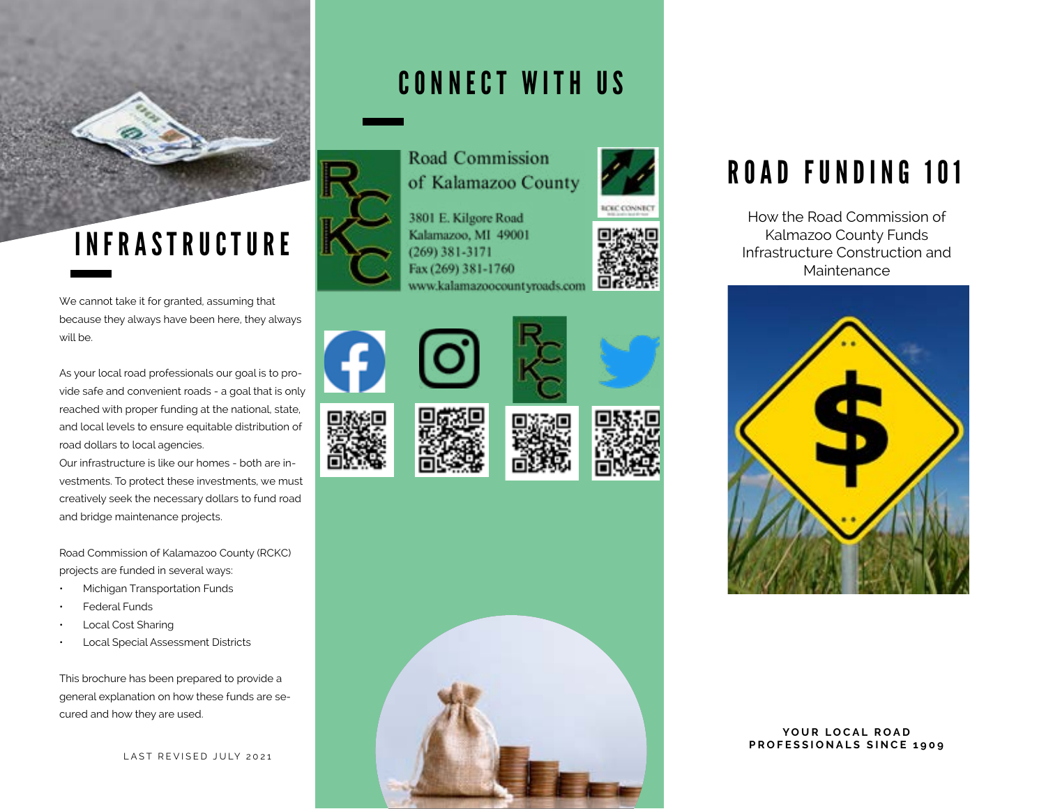# INFRASTRUCTURE

We cannot take it for granted, assuming that because they always have been here, they always will be.

As your local road professionals our goal is to provide safe and convenient roads - a goal that is only reached with proper funding at the national, state, and local levels to ensure equitable distribution of road dollars to local agencies.

Our infrastructure is like our homes - both are investments. To protect these investments, we must creatively seek the necessary dollars to fund road and bridge maintenance projects.

Road Commission of Kalamazoo County (RCKC) projects are funded in several ways:

- Michigan Transportation Funds
- Federal Funds
- Local Cost Sharing
- Local Special Assessment Districts

This brochure has been prepared to provide a general explanation on how these funds are secured and how they are used.

LAST REVISED JULY 2021

# CONNECT WITH US

Road Commission of Kalamazoo County

3801 E. Kilgore Road
Kalamazoo, MI 49001
(269) 381-3171
Fax (269) 381-1760
www.kalamazoocountyroads.com

RCKC CONNECT

# ROAD FUNDING 101

How the Road Commission of Kalmazoo County Funds Infrastructure Construction and Maintenance

**YOUR LOCAL ROAD PROFESSIONALS SINCE 1909**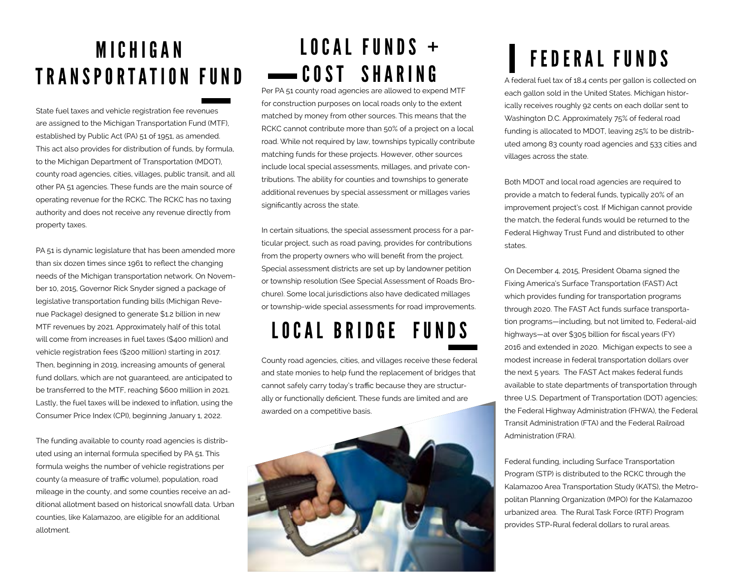# MICHIGAN TRANSPORTATION FUND

State fuel taxes and vehicle registration fee revenues are assigned to the Michigan Transportation Fund (MTF), established by Public Act (PA) 51 of 1951, as amended. This act also provides for distribution of funds, by formula, to the Michigan Department of Transportation (MDOT), county road agencies, cities, villages, public transit, and all other PA 51 agencies. These funds are the main source of operating revenue for the RCKC. The RCKC has no taxing authority and does not receive any revenue directly from property taxes.

PA 51 is dynamic legislature that has been amended more than six dozen times since 1961 to reflect the changing needs of the Michigan transportation network. On November 10, 2015, Governor Rick Snyder signed a package of legislative transportation funding bills (Michigan Revenue Package) designed to generate $1.2 billion in new MTF revenues by 2021. Approximately half of this total will come from increases in fuel taxes ($400 million) and vehicle registration fees ($200 million) starting in 2017. Then, beginning in 2019, increasing amounts of general fund dollars, which are not guaranteed, are anticipated to be transferred to the MTF, reaching $600 million in 2021. Lastly, the fuel taxes will be indexed to inflation, using the Consumer Price Index (CPI), beginning January 1, 2022.

The funding available to county road agencies is distributed using an internal formula specified by PA 51. This formula weighs the number of vehicle registrations per county (a measure of traffic volume), population, road mileage in the county, and some counties receive an additional allotment based on historical snowfall data. Urban counties, like Kalamazoo, are eligible for an additional allotment.

# LOCAL FUNDS + COST SHARING

Per PA 51 county road agencies are allowed to expend MTF for construction purposes on local roads only to the extent matched by money from other sources. This means that the RCKC cannot contribute more than 50% of a project on a local road. While not required by law, townships typically contribute matching funds for these projects. However, other sources include local special assessments, millages, and private contributions. The ability for counties and townships to generate additional revenues by special assessment or millages varies significantly across the state.

In certain situations, the special assessment process for a particular project, such as road paving, provides for contributions from the property owners who will benefit from the project. Special assessment districts are set up by landowner petition or township resolution (See Special Assessment of Roads Brochure). Some local jurisdictions also have dedicated millages or township-wide special assessments for road improvements.

# LOCAL BRIDGE FUNDS

County road agencies, cities, and villages receive these federal and state monies to help fund the replacement of bridges that cannot safely carry today's traffic because they are structurally or functionally deficient. These funds are limited and are awarded on a competitive basis.

# FEDERAL FUNDS

A federal fuel tax of 18.4 cents per gallon is collected on each gallon sold in the United States. Michigan historically receives roughly 92 cents on each dollar sent to Washington D.C. Approximately 75% of federal road funding is allocated to MDOT, leaving 25% to be distributed among 83 county road agencies and 533 cities and villages across the state.

Both MDOT and local road agencies are required to provide a match to federal funds, typically 20% of an improvement project's cost. If Michigan cannot provide the match, the federal funds would be returned to the Federal Highway Trust Fund and distributed to other states.

On December 4, 2015, President Obama signed the Fixing America's Surface Transportation (FAST) Act which provides funding for transportation programs through 2020. The FAST Act funds surface transportation programs—including, but not limited to, Federal-aid highways—at over $305 billion for fiscal years (FY) 2016 and extended in 2020. Michigan expects to see a modest increase in federal transportation dollars over the next 5 years. The FAST Act makes federal funds available to state departments of transportation through three U.S. Department of Transportation (DOT) agencies; the Federal Highway Administration (FHWA), the Federal Transit Administration (FTA) and the Federal Railroad Administration (FRA).

Federal funding, including Surface Transportation Program (STP) is distributed to the RCKC through the Kalamazoo Area Transportation Study (KATS), the Metropolitan Planning Organization (MPO) for the Kalamazoo urbanized area. The Rural Task Force (RTF) Program provides STP-Rural federal dollars to rural areas.